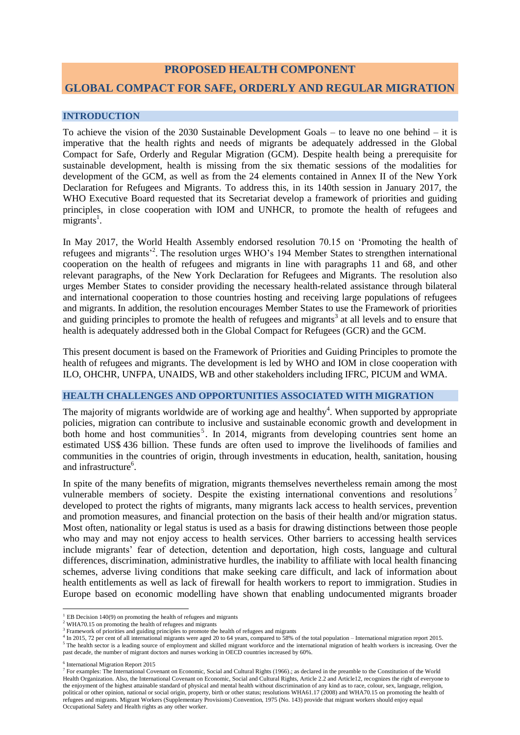# PROPOSED HEALTH COMPONENT

# GLOBAL COMPACT FOR SAFE, ORDERLY AND REGULAR MIGRATION

## INTRODUCTION

To achieve the vision of the 2030 Sustainable Development Goals – to leave no one behind – it is imperative that the health rights and needs of migrants be adequately addressed in the Global Compact for Safe, Orderly and Regular Migration (GCM). Despite health being a prerequisite for sustainable development, health is missing from the six thematic sessions of the modalities for development of the GCM, as well as from the 24 elements contained in Annex II of the New York Declaration for Refugees and Migrants. To address this, in its 140th session in January 2017, the WHO Executive Board requested that its Secretariat develop a framework of priorities and guiding principles, in close cooperation with IOM and UNHCR, to promote the health of refugees and migrants[1].

In May 2017, the World Health Assembly endorsed resolution 70.15 on 'Promoting the health of refugees and migrants'[2]. The resolution urges WHO's 194 Member States to strengthen international cooperation on the health of refugees and migrants in line with paragraphs 11 and 68, and other relevant paragraphs, of the New York Declaration for Refugees and Migrants. The resolution also urges Member States to consider providing the necessary health-related assistance through bilateral and international cooperation to those countries hosting and receiving large populations of refugees and migrants. In addition, the resolution encourages Member States to use the Framework of priorities and guiding principles to promote the health of refugees and migrants[3] at all levels and to ensure that health is adequately addressed both in the Global Compact for Refugees (GCR) and the GCM.

This present document is based on the Framework of Priorities and Guiding Principles to promote the health of refugees and migrants. The development is led by WHO and IOM in close cooperation with ILO, OHCHR, UNFPA, UNAIDS, WB and other stakeholders including IFRC, PICUM and WMA.

## HEALTH CHALLENGES AND OPPORTUNITIES ASSOCIATED WITH MIGRATION

The majority of migrants worldwide are of working age and healthy[4]. When supported by appropriate policies, migration can contribute to inclusive and sustainable economic growth and development in both home and host communities[5]. In 2014, migrants from developing countries sent home an estimated US$ 436 billion. These funds are often used to improve the livelihoods of families and communities in the countries of origin, through investments in education, health, sanitation, housing and infrastructure[6].

In spite of the many benefits of migration, migrants themselves nevertheless remain among the most vulnerable members of society. Despite the existing international conventions and resolutions[7] developed to protect the rights of migrants, many migrants lack access to health services, prevention and promotion measures, and financial protection on the basis of their health and/or migration status. Most often, nationality or legal status is used as a basis for drawing distinctions between those people who may and may not enjoy access to health services. Other barriers to accessing health services include migrants' fear of detection, detention and deportation, high costs, language and cultural differences, discrimination, administrative hurdles, the inability to affiliate with local health financing schemes, adverse living conditions that make seeking care difficult, and lack of information about health entitlements as well as lack of firewall for health workers to report to immigration. Studies in Europe based on economic modelling have shown that enabling undocumented migrants broader

---

[1] EB Decision 140(9) on promoting the health of refugees and migrants

[2] WHA70.15 on promoting the health of refugees and migrants

[3] Framework of priorities and guiding principles to promote the health of refugees and migrants

[4] In 2015, 72 per cent of all international migrants were aged 20 to 64 years, compared to 58% of the total population – International migration report 2015.

[5] The health sector is a leading source of employment and skilled migrant workforce and the international migration of health workers is increasing. Over the past decade, the number of migrant doctors and nurses working in OECD countries increased by 60%.

[6] International Migration Report 2015

[7] For examples: The International Covenant on Economic, Social and Cultural Rights (1966).; as declared in the preamble to the Constitution of the World Health Organization. Also, the International Covenant on Economic, Social and Cultural Rights, Article 2.2 and Article12, recognizes the right of everyone to the enjoyment of the highest attainable standard of physical and mental health without discrimination of any kind as to race, colour, sex, language, religion, political or other opinion, national or social origin, property, birth or other status; resolutions WHA61.17 (2008) and WHA70.15 on promoting the health of refugees and migrants. Migrant Workers (Supplementary Provisions) Convention, 1975 (No. 143) provide that migrant workers should enjoy equal Occupational Safety and Health rights as any other worker.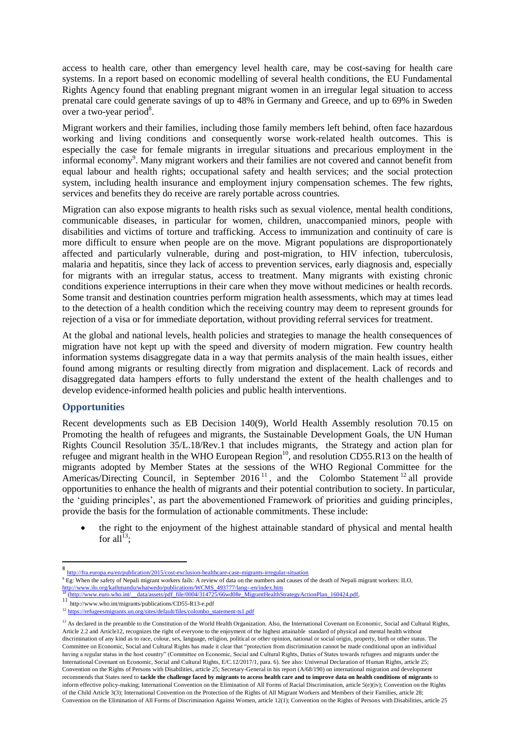access to health care, other than emergency level health care, may be cost-saving for health care systems. In a report based on economic modelling of several health conditions, the EU Fundamental Rights Agency found that enabling pregnant migrant women in an irregular legal situation to access prenatal care could generate savings of up to 48% in Germany and Greece, and up to 69% in Sweden over a two-year period[8].

Migrant workers and their families, including those family members left behind, often face hazardous working and living conditions and consequently worse work-related health outcomes. This is especially the case for female migrants in irregular situations and precarious employment in the informal economy[9]. Many migrant workers and their families are not covered and cannot benefit from equal labour and health rights; occupational safety and health services; and the social protection system, including health insurance and employment injury compensation schemes. The few rights, services and benefits they do receive are rarely portable across countries.

Migration can also expose migrants to health risks such as sexual violence, mental health conditions, communicable diseases, in particular for women, children, unaccompanied minors, people with disabilities and victims of torture and trafficking. Access to immunization and continuity of care is more difficult to ensure when people are on the move. Migrant populations are disproportionately affected and particularly vulnerable, during and post-migration, to HIV infection, tuberculosis, malaria and hepatitis, since they lack of access to prevention services, early diagnosis and, especially for migrants with an irregular status, access to treatment. Many migrants with existing chronic conditions experience interruptions in their care when they move without medicines or health records. Some transit and destination countries perform migration health assessments, which may at times lead to the detection of a health condition which the receiving country may deem to represent grounds for rejection of a visa or for immediate deportation, without providing referral services for treatment.

At the global and national levels, health policies and strategies to manage the health consequences of migration have not kept up with the speed and diversity of modern migration. Few country health information systems disaggregate data in a way that permits analysis of the main health issues, either found among migrants or resulting directly from migration and displacement. Lack of records and disaggregated data hampers efforts to fully understand the extent of the health challenges and to develop evidence-informed health policies and public health interventions.

## Opportunities

Recent developments such as EB Decision 140(9), World Health Assembly resolution 70.15 on Promoting the health of refugees and migrants, the Sustainable Development Goals, the UN Human Rights Council Resolution 35/L.18/Rev.1 that includes migrants, the Strategy and action plan for refugee and migrant health in the WHO European Region[10], and resolution CD55.R13 on the health of migrants adopted by Member States at the sessions of the WHO Regional Committee for the Americas/Directing Council, in September 2016[11], and the Colombo Statement[12] all provide opportunities to enhance the health of migrants and their potential contribution to society. In particular, the 'guiding principles', as part the abovementioned Framework of priorities and guiding principles, provide the basis for the formulation of actionable commitments. These include:

- the right to the enjoyment of the highest attainable standard of physical and mental health for all[13];

---

[8] http://fra.europa.eu/en/publication/2015/cost-exclusion-healthcare-case-migrants-irregular-situation

[9] Eg: When the safety of Nepali migrant workers fails: A review of data on the numbers and causes of the death of Nepali migrant workers: ILO, http://www.ilo.org/kathmandu/whatwedo/publications/WCMS_493777/lang--en/index.htm

[10] (http://www.euro.who.int/__data/assets/pdf_file/0004/314725/66wd08e_MigrantHealthStrategyActionPlan_160424.pdf,

[11] http://www.who.int/migrants/publications/CD55-R13-e.pdf

[12] https://refugeesmigrants.un.org/sites/default/files/colombo_statement-ts1.pdf

[13] As declared in the preamble to the Constitution of the World Health Organization. Also, the International Covenant on Economic, Social and Cultural Rights, Article 2.2 and Article12, recognizes the right of everyone to the enjoyment of the highest attainable standard of physical and mental health without discrimination of any kind as to race, colour, sex, language, religion, political or other opinion, national or social origin, property, birth or other status. The Committee on Economic, Social and Cultural Rights has made it clear that "protection from discrimination cannot be made conditional upon an individual having a regular status in the host country" (Committee on Economic, Social and Cultural Rights, Duties of States towards refugees and migrants under the International Covenant on Economic, Social and Cultural Rights, E/C.12/2017/1, para. 6). See also: Universal Declaration of Human Rights, article 25; Convention on the Rights of Persons with Disabilities, article 25; Secretary-General in his report (A/68/190) on international migration and development recommends that States need to **tackle the challenge faced by migrants to access health care and to improve data on health conditions of migrants** to inform effective policy-making; International Convention on the Elimination of All Forms of Racial Discrimination, article 5(e)(iv); Convention on the Rights of the Child Article 3(3); International Convention on the Protection of the Rights of All Migrant Workers and Members of their Families, article 28; Convention on the Elimination of All Forms of Discrimination Against Women, article 12(1); Convention on the Rights of Persons with Disabilities, article 25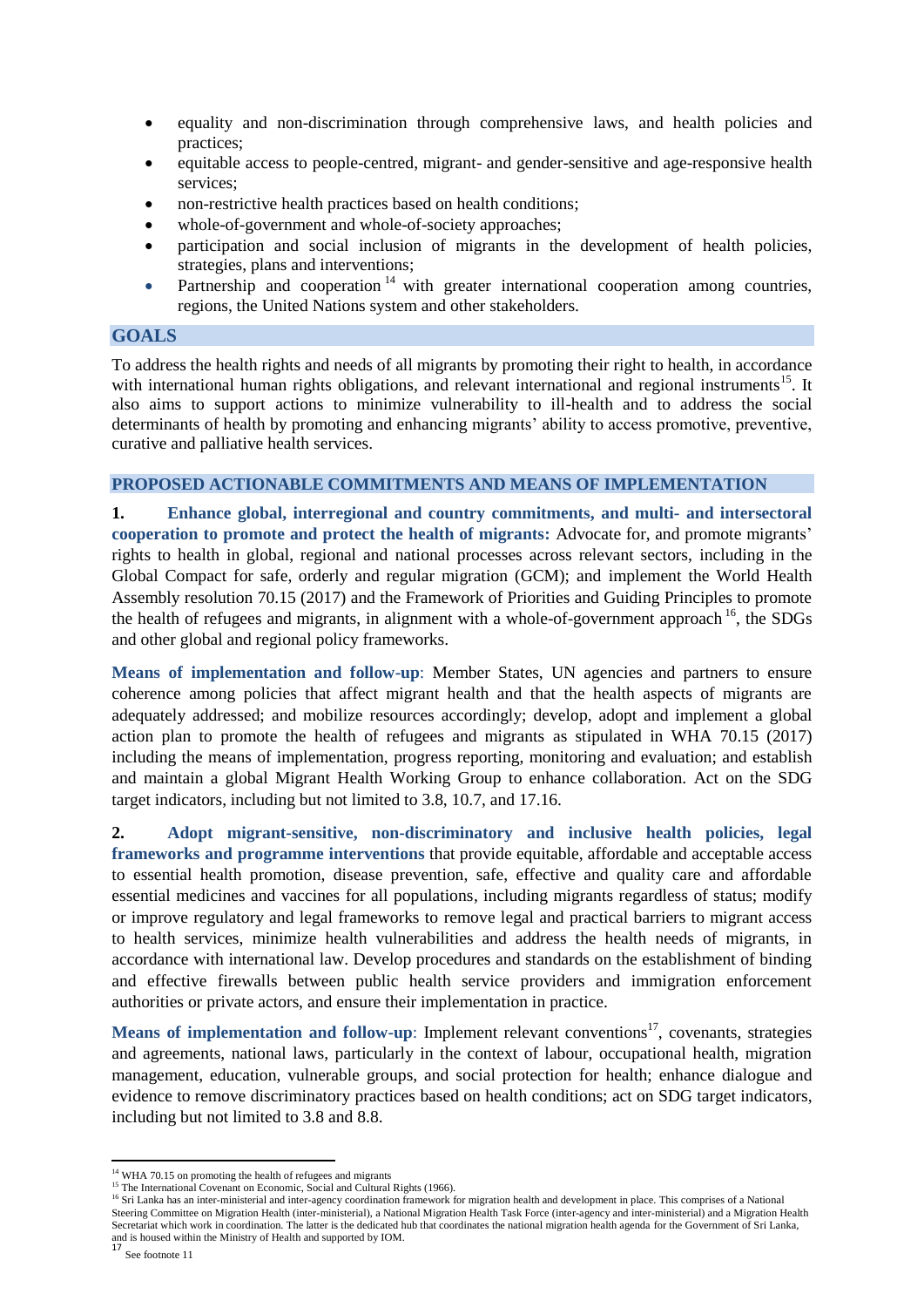- equality and non-discrimination through comprehensive laws, and health policies and practices;
- equitable access to people-centred, migrant- and gender-sensitive and age-responsive health services;
- non-restrictive health practices based on health conditions;
- whole-of-government and whole-of-society approaches;
- participation and social inclusion of migrants in the development of health policies, strategies, plans and interventions;
- Partnership and cooperation [14] with greater international cooperation among countries, regions, the United Nations system and other stakeholders.

## GOALS

To address the health rights and needs of all migrants by promoting their right to health, in accordance with international human rights obligations, and relevant international and regional instruments[15]. It also aims to support actions to minimize vulnerability to ill-health and to address the social determinants of health by promoting and enhancing migrants' ability to access promotive, preventive, curative and palliative health services.

## PROPOSED ACTIONABLE COMMITMENTS AND MEANS OF IMPLEMENTATION

**1. Enhance global, interregional and country commitments, and multi- and intersectoral cooperation to promote and protect the health of migrants:** Advocate for, and promote migrants' rights to health in global, regional and national processes across relevant sectors, including in the Global Compact for safe, orderly and regular migration (GCM); and implement the World Health Assembly resolution 70.15 (2017) and the Framework of Priorities and Guiding Principles to promote the health of refugees and migrants, in alignment with a whole-of-government approach [16], the SDGs and other global and regional policy frameworks.

**Means of implementation and follow-up**: Member States, UN agencies and partners to ensure coherence among policies that affect migrant health and that the health aspects of migrants are adequately addressed; and mobilize resources accordingly; develop, adopt and implement a global action plan to promote the health of refugees and migrants as stipulated in WHA 70.15 (2017) including the means of implementation, progress reporting, monitoring and evaluation; and establish and maintain a global Migrant Health Working Group to enhance collaboration. Act on the SDG target indicators, including but not limited to 3.8, 10.7, and 17.16.

**2. Adopt migrant-sensitive, non-discriminatory and inclusive health policies, legal frameworks and programme interventions** that provide equitable, affordable and acceptable access to essential health promotion, disease prevention, safe, effective and quality care and affordable essential medicines and vaccines for all populations, including migrants regardless of status; modify or improve regulatory and legal frameworks to remove legal and practical barriers to migrant access to health services, minimize health vulnerabilities and address the health needs of migrants, in accordance with international law. Develop procedures and standards on the establishment of binding and effective firewalls between public health service providers and immigration enforcement authorities or private actors, and ensure their implementation in practice.

**Means of implementation and follow-up**: Implement relevant conventions[17], covenants, strategies and agreements, national laws, particularly in the context of labour, occupational health, migration management, education, vulnerable groups, and social protection for health; enhance dialogue and evidence to remove discriminatory practices based on health conditions; act on SDG target indicators, including but not limited to 3.8 and 8.8.

---

[14] WHA 70.15 on promoting the health of refugees and migrants

[15] The International Covenant on Economic, Social and Cultural Rights (1966).

[16] Sri Lanka has an inter-ministerial and inter-agency coordination framework for migration health and development in place. This comprises of a National Steering Committee on Migration Health (inter-ministerial), a National Migration Health Task Force (inter-agency and inter-ministerial) and a Migration Health Secretariat which work in coordination. The latter is the dedicated hub that coordinates the national migration health agenda for the Government of Sri Lanka, and is housed within the Ministry of Health and supported by IOM.

[17] See footnote 11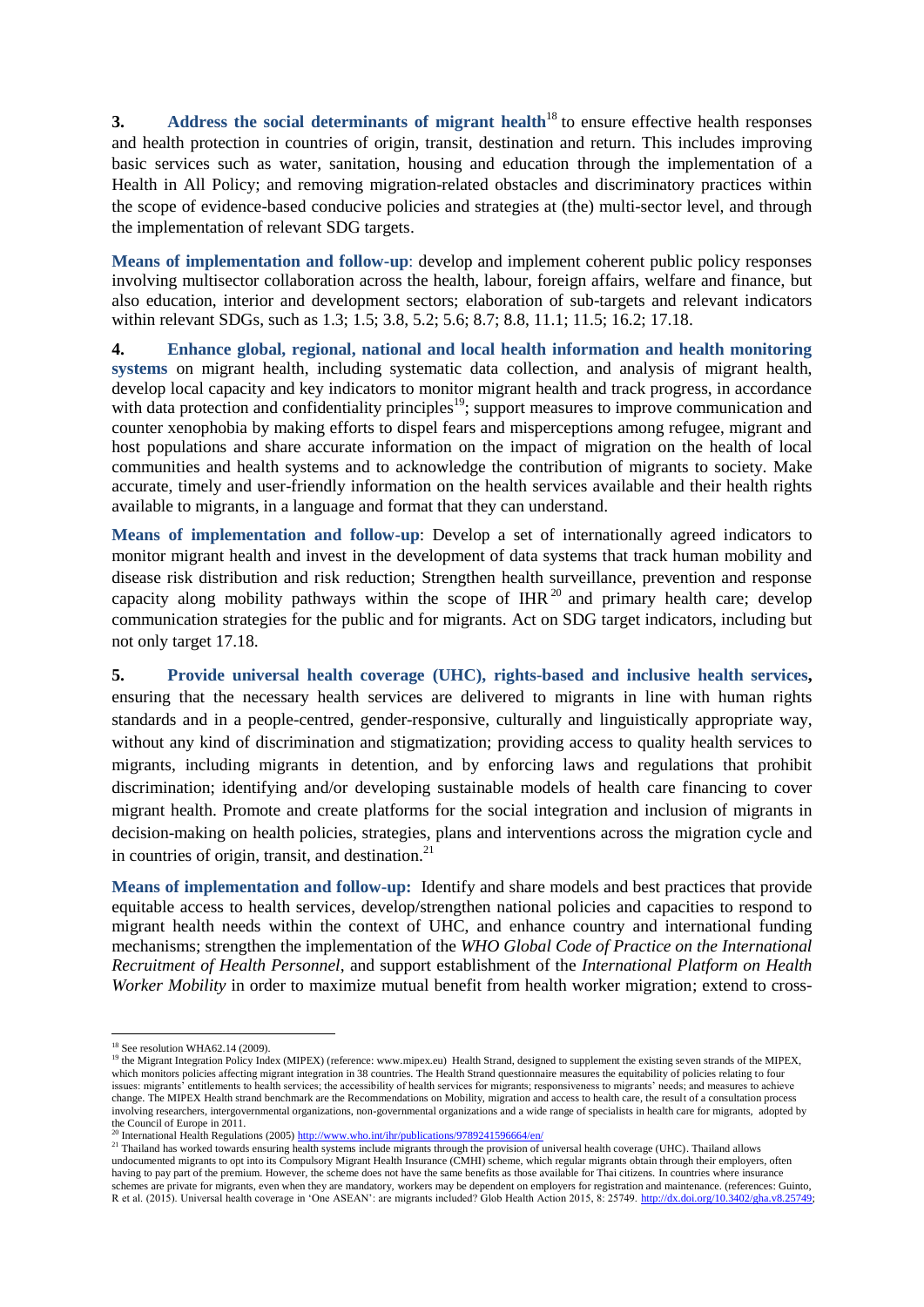**3. Address the social determinants of migrant health**[18] to ensure effective health responses and health protection in countries of origin, transit, destination and return. This includes improving basic services such as water, sanitation, housing and education through the implementation of a Health in All Policy; and removing migration-related obstacles and discriminatory practices within the scope of evidence-based conducive policies and strategies at (the) multi-sector level, and through the implementation of relevant SDG targets.

**Means of implementation and follow-up**: develop and implement coherent public policy responses involving multisector collaboration across the health, labour, foreign affairs, welfare and finance, but also education, interior and development sectors; elaboration of sub-targets and relevant indicators within relevant SDGs, such as 1.3; 1.5; 3.8, 5.2; 5.6; 8.7; 8.8, 11.1; 11.5; 16.2; 17.18.

**4. Enhance global, regional, national and local health information and health monitoring systems** on migrant health, including systematic data collection, and analysis of migrant health, develop local capacity and key indicators to monitor migrant health and track progress, in accordance with data protection and confidentiality principles[19]; support measures to improve communication and counter xenophobia by making efforts to dispel fears and misperceptions among refugee, migrant and host populations and share accurate information on the impact of migration on the health of local communities and health systems and to acknowledge the contribution of migrants to society. Make accurate, timely and user-friendly information on the health services available and their health rights available to migrants, in a language and format that they can understand.

**Means of implementation and follow-up**: Develop a set of internationally agreed indicators to monitor migrant health and invest in the development of data systems that track human mobility and disease risk distribution and risk reduction; Strengthen health surveillance, prevention and response capacity along mobility pathways within the scope of IHR[20] and primary health care; develop communication strategies for the public and for migrants. Act on SDG target indicators, including but not only target 17.18.

**5. Provide universal health coverage (UHC), rights-based and inclusive health services,** ensuring that the necessary health services are delivered to migrants in line with human rights standards and in a people-centred, gender-responsive, culturally and linguistically appropriate way, without any kind of discrimination and stigmatization; providing access to quality health services to migrants, including migrants in detention, and by enforcing laws and regulations that prohibit discrimination; identifying and/or developing sustainable models of health care financing to cover migrant health. Promote and create platforms for the social integration and inclusion of migrants in decision-making on health policies, strategies, plans and interventions across the migration cycle and in countries of origin, transit, and destination.[21]

**Means of implementation and follow-up:** Identify and share models and best practices that provide equitable access to health services, develop/strengthen national policies and capacities to respond to migrant health needs within the context of UHC, and enhance country and international funding mechanisms; strengthen the implementation of the *WHO Global Code of Practice on the International Recruitment of Health Personnel*, and support establishment of the *International Platform on Health Worker Mobility* in order to maximize mutual benefit from health worker migration; extend to cross-

---

[18] See resolution WHA62.14 (2009).

[19] the Migrant Integration Policy Index (MIPEX) (reference: www.mipex.eu) Health Strand, designed to supplement the existing seven strands of the MIPEX, which monitors policies affecting migrant integration in 38 countries. The Health Strand questionnaire measures the equitability of policies relating to four issues: migrants' entitlements to health services; the accessibility of health services for migrants; responsiveness to migrants' needs; and measures to achieve change. The MIPEX Health strand benchmark are the Recommendations on Mobility, migration and access to health care, the result of a consultation process involving researchers, intergovernmental organizations, non-governmental organizations and a wide range of specialists in health care for migrants, adopted by the Council of Europe in 2011.

[20] International Health Regulations (2005) http://www.who.int/ihr/publications/9789241596664/en/

[21] Thailand has worked towards ensuring health systems include migrants through the provision of universal health coverage (UHC). Thailand allows undocumented migrants to opt into its Compulsory Migrant Health Insurance (CMHI) scheme, which regular migrants obtain through their employers, often having to pay part of the premium. However, the scheme does not have the same benefits as those available for Thai citizens. In countries where insurance schemes are private for migrants, even when they are mandatory, workers may be dependent on employers for registration and maintenance. (references: Guinto, R et al. (2015). Universal health coverage in 'One ASEAN': are migrants included? Glob Health Action 2015, 8: 25749. http://dx.doi.org/10.3402/gha.v8.25749;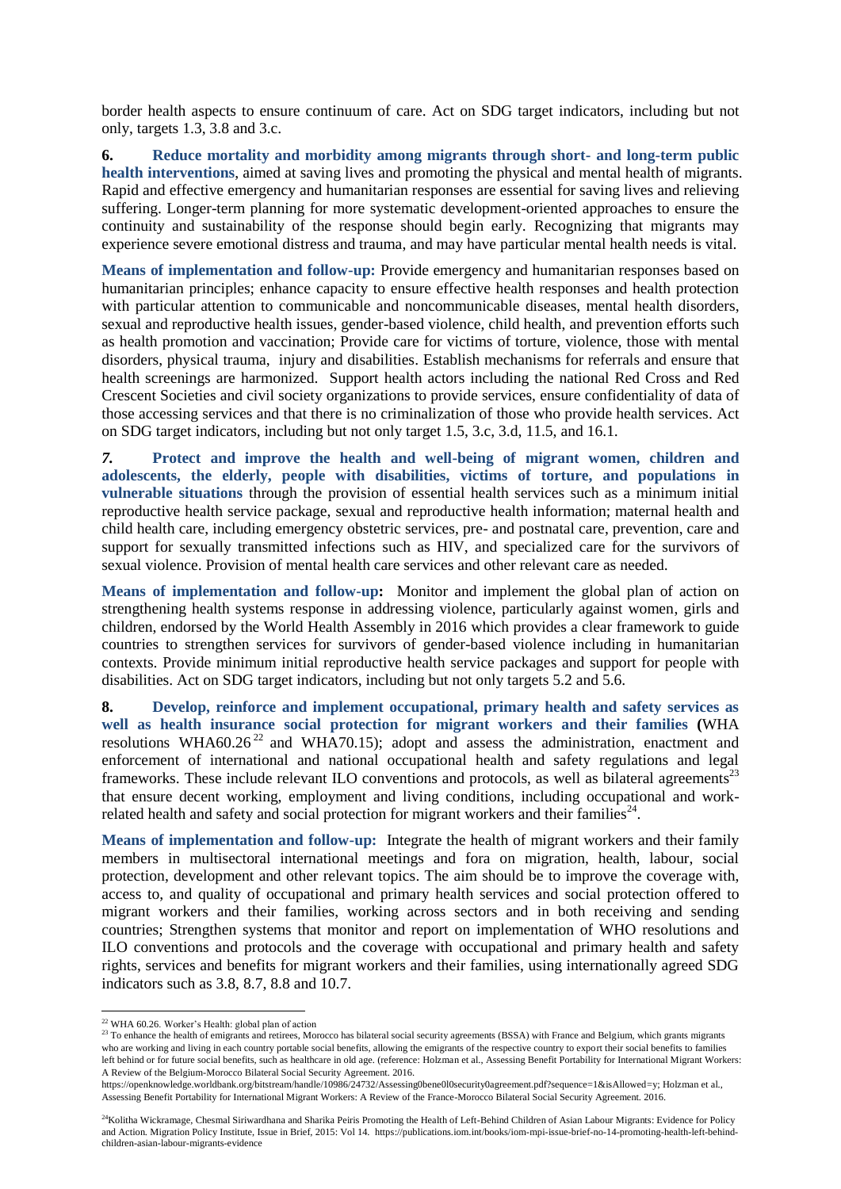border health aspects to ensure continuum of care. Act on SDG target indicators, including but not only, targets 1.3, 3.8 and 3.c.

**6. Reduce mortality and morbidity among migrants through short- and long-term public health interventions**, aimed at saving lives and promoting the physical and mental health of migrants. Rapid and effective emergency and humanitarian responses are essential for saving lives and relieving suffering. Longer-term planning for more systematic development-oriented approaches to ensure the continuity and sustainability of the response should begin early. Recognizing that migrants may experience severe emotional distress and trauma, and may have particular mental health needs is vital.

**Means of implementation and follow-up:** Provide emergency and humanitarian responses based on humanitarian principles; enhance capacity to ensure effective health responses and health protection with particular attention to communicable and noncommunicable diseases, mental health disorders, sexual and reproductive health issues, gender-based violence, child health, and prevention efforts such as health promotion and vaccination; Provide care for victims of torture, violence, those with mental disorders, physical trauma, injury and disabilities. Establish mechanisms for referrals and ensure that health screenings are harmonized. Support health actors including the national Red Cross and Red Crescent Societies and civil society organizations to provide services, ensure confidentiality of data of those accessing services and that there is no criminalization of those who provide health services. Act on SDG target indicators, including but not only target 1.5, 3.c, 3.d, 11.5, and 16.1.

***7.*** **Protect and improve the health and well-being of migrant women, children and adolescents, the elderly, people with disabilities, victims of torture, and populations in vulnerable situations** through the provision of essential health services such as a minimum initial reproductive health service package, sexual and reproductive health information; maternal health and child health care, including emergency obstetric services, pre- and postnatal care, prevention, care and support for sexually transmitted infections such as HIV, and specialized care for the survivors of sexual violence. Provision of mental health care services and other relevant care as needed.

**Means of implementation and follow-up:** Monitor and implement the global plan of action on strengthening health systems response in addressing violence, particularly against women, girls and children, endorsed by the World Health Assembly in 2016 which provides a clear framework to guide countries to strengthen services for survivors of gender-based violence including in humanitarian contexts. Provide minimum initial reproductive health service packages and support for people with disabilities. Act on SDG target indicators, including but not only targets 5.2 and 5.6.

**8. Develop, reinforce and implement occupational, primary health and safety services as well as health insurance social protection for migrant workers and their families (**WHA resolutions WHA60.26[22] and WHA70.15); adopt and assess the administration, enactment and enforcement of international and national occupational health and safety regulations and legal frameworks. These include relevant ILO conventions and protocols, as well as bilateral agreements[23] that ensure decent working, employment and living conditions, including occupational and work-related health and safety and social protection for migrant workers and their families[24].

**Means of implementation and follow-up:** Integrate the health of migrant workers and their family members in multisectoral international meetings and fora on migration, health, labour, social protection, development and other relevant topics. The aim should be to improve the coverage with, access to, and quality of occupational and primary health services and social protection offered to migrant workers and their families, working across sectors and in both receiving and sending countries; Strengthen systems that monitor and report on implementation of WHO resolutions and ILO conventions and protocols and the coverage with occupational and primary health and safety rights, services and benefits for migrant workers and their families, using internationally agreed SDG indicators such as 3.8, 8.7, 8.8 and 10.7.

---

[22] WHA 60.26. Worker's Health: global plan of action

[23] To enhance the health of emigrants and retirees, Morocco has bilateral social security agreements (BSSA) with France and Belgium, which grants migrants who are working and living in each country portable social benefits, allowing the emigrants of the respective country to export their social benefits to families left behind or for future social benefits, such as healthcare in old age. (reference: Holzman et al., Assessing Benefit Portability for International Migrant Workers: A Review of the Belgium-Morocco Bilateral Social Security Agreement. 2016. https://openknowledge.worldbank.org/bitstream/handle/10986/24732/Assessing0bene0l0security0agreement.pdf?sequence=1&isAllowed=y; Holzman et al., Assessing Benefit Portability for International Migrant Workers: A Review of the France-Morocco Bilateral Social Security Agreement. 2016.

[24] Kolitha Wickramage, Chesmal Siriwardhana and Sharika Peiris Promoting the Health of Left-Behind Children of Asian Labour Migrants: Evidence for Policy and Action. Migration Policy Institute, Issue in Brief, 2015: Vol 14. https://publications.iom.int/books/iom-mpi-issue-brief-no-14-promoting-health-left-behind-children-asian-labour-migrants-evidence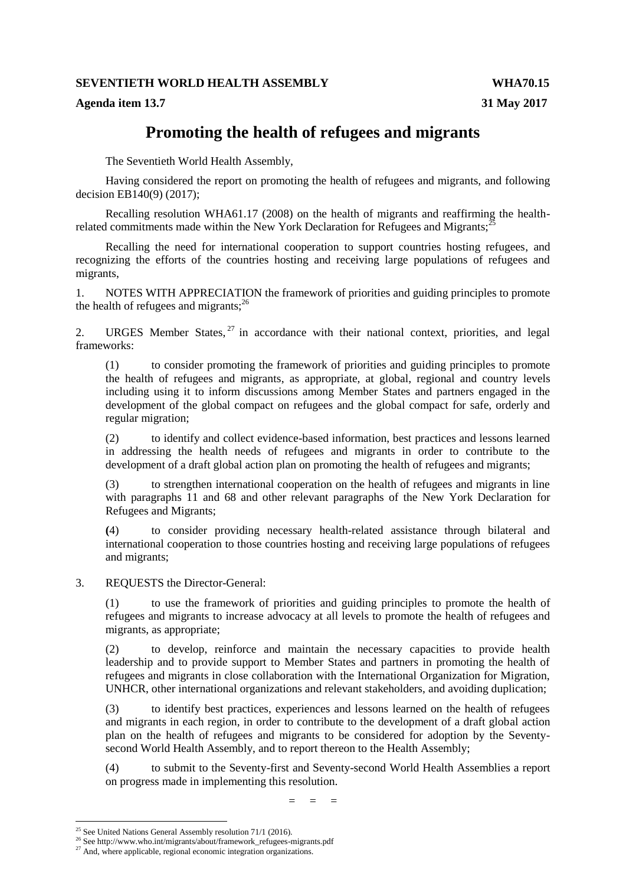**SEVENTIETH WORLD HEALTH ASSEMBLY** **WHA70.15**

**Agenda item 13.7** **31 May 2017**

# Promoting the health of refugees and migrants

The Seventieth World Health Assembly,

Having considered the report on promoting the health of refugees and migrants, and following decision EB140(9) (2017);

Recalling resolution WHA61.17 (2008) on the health of migrants and reaffirming the health-related commitments made within the New York Declaration for Refugees and Migrants;[25]

Recalling the need for international cooperation to support countries hosting refugees, and recognizing the efforts of the countries hosting and receiving large populations of refugees and migrants,

1. NOTES WITH APPRECIATION the framework of priorities and guiding principles to promote the health of refugees and migrants;[26]

2. URGES Member States,[27] in accordance with their national context, priorities, and legal frameworks:

(1) to consider promoting the framework of priorities and guiding principles to promote the health of refugees and migrants, as appropriate, at global, regional and country levels including using it to inform discussions among Member States and partners engaged in the development of the global compact on refugees and the global compact for safe, orderly and regular migration;

(2) to identify and collect evidence-based information, best practices and lessons learned in addressing the health needs of refugees and migrants in order to contribute to the development of a draft global action plan on promoting the health of refugees and migrants;

(3) to strengthen international cooperation on the health of refugees and migrants in line with paragraphs 11 and 68 and other relevant paragraphs of the New York Declaration for Refugees and Migrants;

(4) to consider providing necessary health-related assistance through bilateral and international cooperation to those countries hosting and receiving large populations of refugees and migrants;

3. REQUESTS the Director-General:

(1) to use the framework of priorities and guiding principles to promote the health of refugees and migrants to increase advocacy at all levels to promote the health of refugees and migrants, as appropriate;

(2) to develop, reinforce and maintain the necessary capacities to provide health leadership and to provide support to Member States and partners in promoting the health of refugees and migrants in close collaboration with the International Organization for Migration, UNHCR, other international organizations and relevant stakeholders, and avoiding duplication;

(3) to identify best practices, experiences and lessons learned on the health of refugees and migrants in each region, in order to contribute to the development of a draft global action plan on the health of refugees and migrants to be considered for adoption by the Seventy-second World Health Assembly, and to report thereon to the Health Assembly;

(4) to submit to the Seventy-first and Seventy-second World Health Assemblies a report on progress made in implementing this resolution.

= = =

[25] See United Nations General Assembly resolution 71/1 (2016).

[26] See http://www.who.int/migrants/about/framework_refugees-migrants.pdf

[27] And, where applicable, regional economic integration organizations.